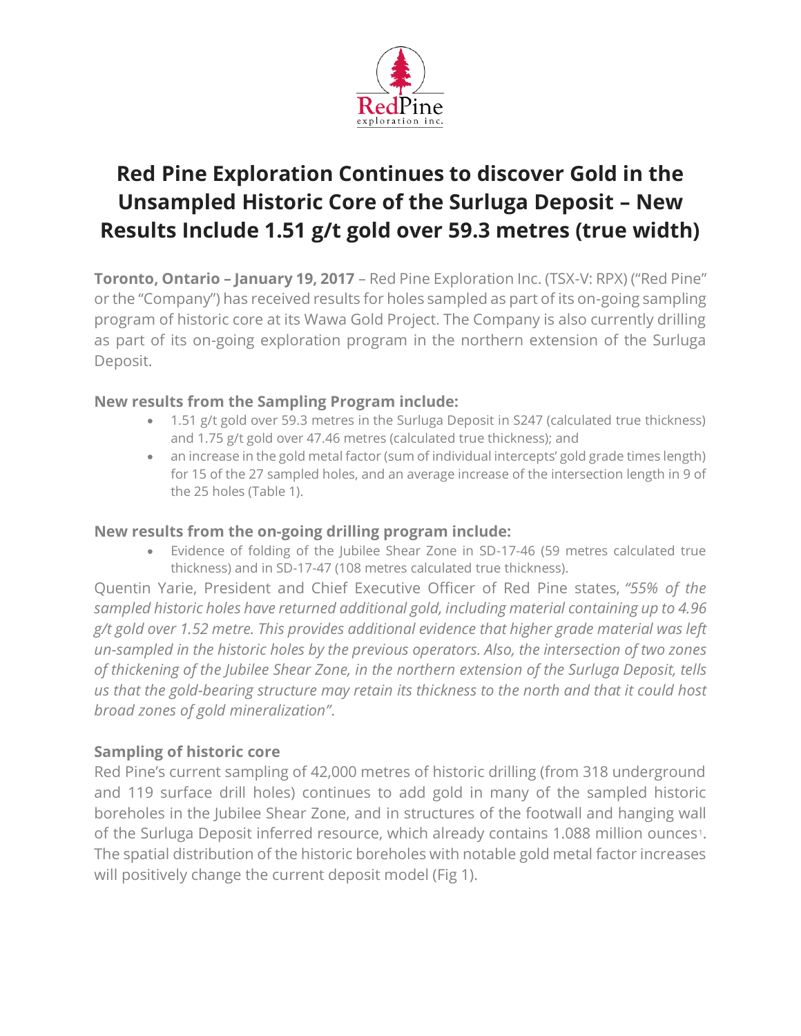# Red Pine Exploration Continues to discover Gold in the Unsampled Historic Core of the Surluga Deposit – New Results Include 1.51 g/t gold over 59.3 metres (true width)

**Toronto, Ontario – January 19, 2017** – Red Pine Exploration Inc. (TSX-V: RPX) ("Red Pine" or the "Company") has received results for holes sampled as part of its on-going sampling program of historic core at its Wawa Gold Project. The Company is also currently drilling as part of its on-going exploration program in the northern extension of the Surluga Deposit.

### New results from the Sampling Program include:

- 1.51 g/t gold over 59.3 metres in the Surluga Deposit in S247 (calculated true thickness) and 1.75 g/t gold over 47.46 metres (calculated true thickness); and
- an increase in the gold metal factor (sum of individual intercepts' gold grade times length) for 15 of the 27 sampled holes, and an average increase of the intersection length in 9 of the 25 holes (Table 1).

### New results from the on-going drilling program include:

- Evidence of folding of the Jubilee Shear Zone in SD-17-46 (59 metres calculated true thickness) and in SD-17-47 (108 metres calculated true thickness).

Quentin Yarie, President and Chief Executive Officer of Red Pine states, *"55% of the sampled historic holes have returned additional gold, including material containing up to 4.96 g/t gold over 1.52 metre. This provides additional evidence that higher grade material was left un-sampled in the historic holes by the previous operators. Also, the intersection of two zones of thickening of the Jubilee Shear Zone, in the northern extension of the Surluga Deposit, tells us that the gold-bearing structure may retain its thickness to the north and that it could host broad zones of gold mineralization"*.

### Sampling of historic core

Red Pine's current sampling of 42,000 metres of historic drilling (from 318 underground and 119 surface drill holes) continues to add gold in many of the sampled historic boreholes in the Jubilee Shear Zone, and in structures of the footwall and hanging wall of the Surluga Deposit inferred resource, which already contains 1.088 million ounces[1]. The spatial distribution of the historic boreholes with notable gold metal factor increases will positively change the current deposit model (Fig 1).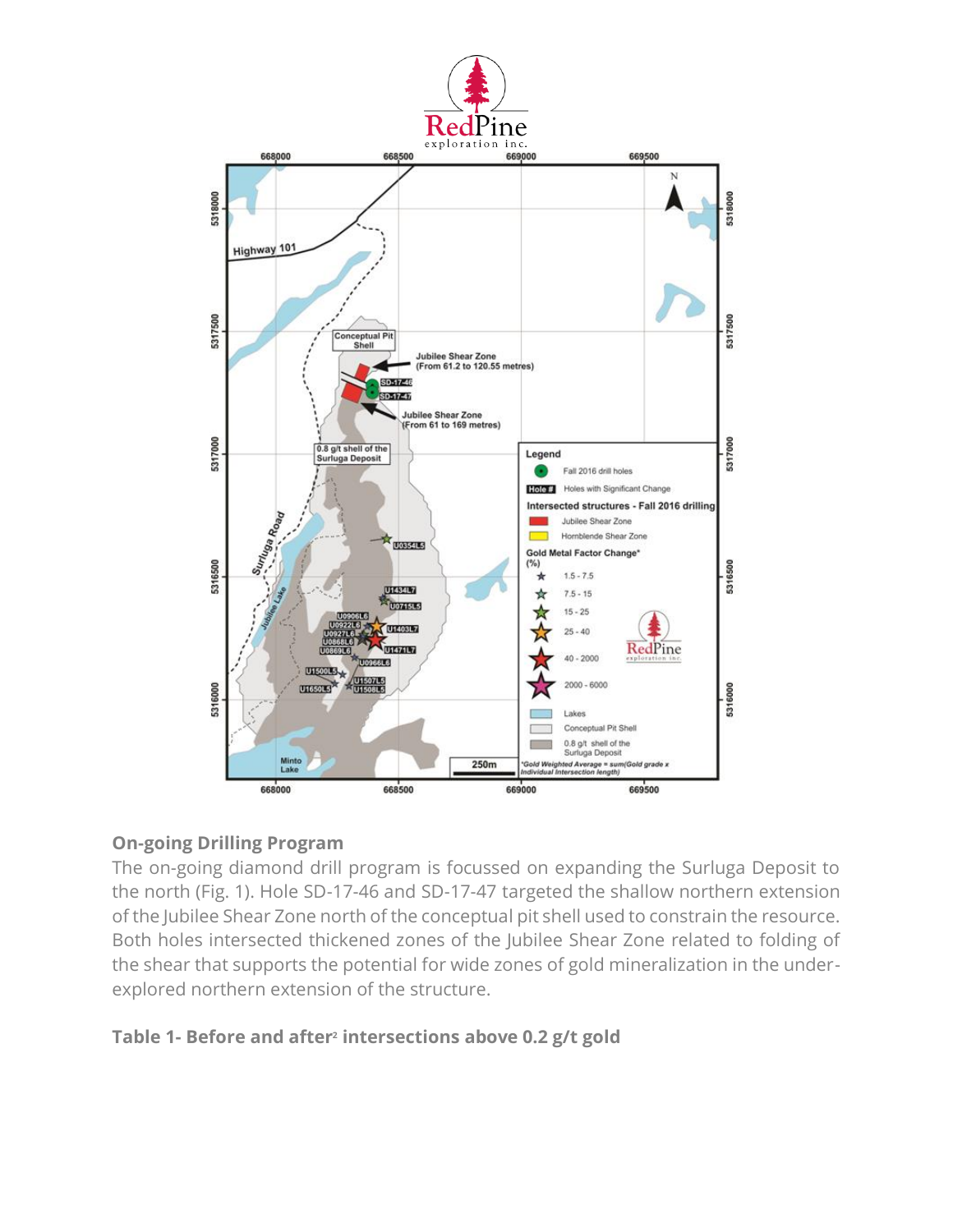## On-going Drilling Program

The on-going diamond drill program is focussed on expanding the Surluga Deposit to the north (Fig. 1). Hole SD-17-46 and SD-17-47 targeted the shallow northern extension of the Jubilee Shear Zone north of the conceptual pit shell used to constrain the resource. Both holes intersected thickened zones of the Jubilee Shear Zone related to folding of the shear that supports the potential for wide zones of gold mineralization in the under-explored northern extension of the structure.

**Table 1- Before and after[2] intersections above 0.2 g/t gold**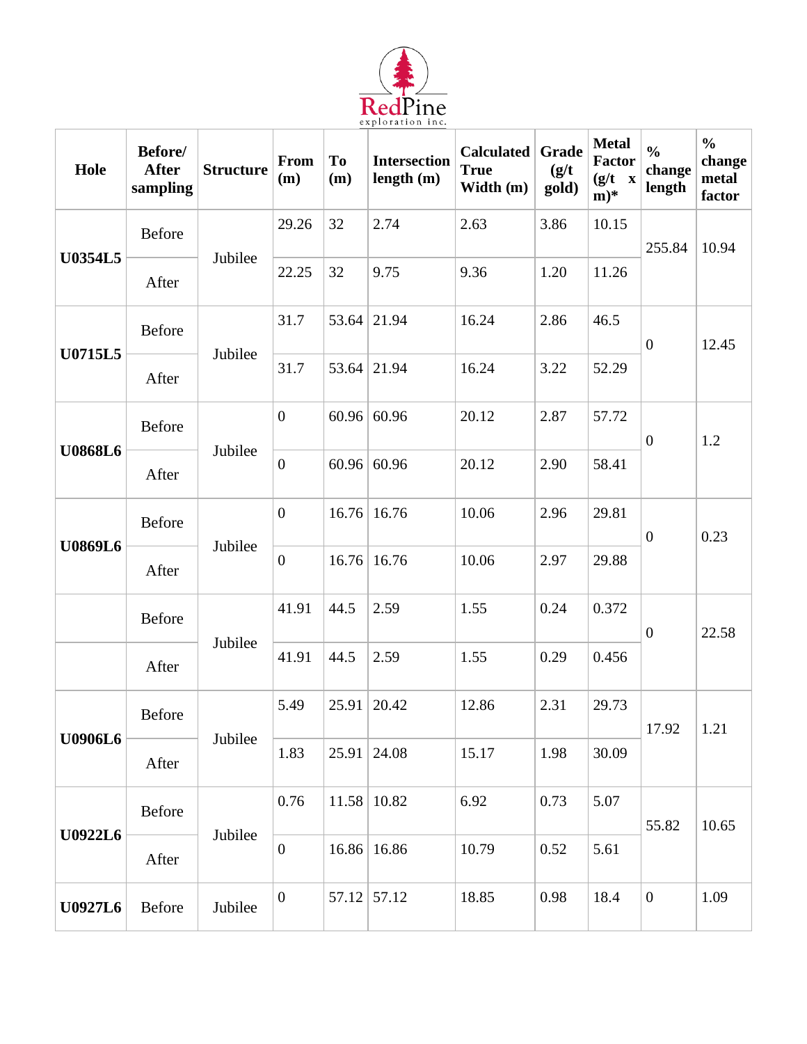| Hole | Before/ After sampling | Structure | From (m) | To (m) | Intersection length (m) | Calculated True Width (m) | Grade (g/t gold) | Metal Factor (g/t x m)* | % change length | % change metal factor |
|---|---|---|---|---|---|---|---|---|---|---|
| U0354L5 | Before | Jubilee | 29.26 | 32 | 2.74 | 2.63 | 3.86 | 10.15 | 255.84 | 10.94 |
| | After | | 22.25 | 32 | 9.75 | 9.36 | 1.20 | 11.26 | | |
| U0715L5 | Before | Jubilee | 31.7 | 53.64 | 21.94 | 16.24 | 2.86 | 46.5 | 0 | 12.45 |
| | After | | 31.7 | 53.64 | 21.94 | 16.24 | 3.22 | 52.29 | | |
| U0868L6 | Before | Jubilee | 0 | 60.96 | 60.96 | 20.12 | 2.87 | 57.72 | 0 | 1.2 |
| | After | | 0 | 60.96 | 60.96 | 20.12 | 2.90 | 58.41 | | |
| U0869L6 | Before | Jubilee | 0 | 16.76 | 16.76 | 10.06 | 2.96 | 29.81 | 0 | 0.23 |
| | After | | 0 | 16.76 | 16.76 | 10.06 | 2.97 | 29.88 | | |
| | Before | Jubilee | 41.91 | 44.5 | 2.59 | 1.55 | 0.24 | 0.372 | 0 | 22.58 |
| | After | | 41.91 | 44.5 | 2.59 | 1.55 | 0.29 | 0.456 | | |
| U0906L6 | Before | Jubilee | 5.49 | 25.91 | 20.42 | 12.86 | 2.31 | 29.73 | 17.92 | 1.21 |
| | After | | 1.83 | 25.91 | 24.08 | 15.17 | 1.98 | 30.09 | | |
| U0922L6 | Before | Jubilee | 0.76 | 11.58 | 10.82 | 6.92 | 0.73 | 5.07 | 55.82 | 10.65 |
| | After | | 0 | 16.86 | 16.86 | 10.79 | 0.52 | 5.61 | | |
| U0927L6 | Before | Jubilee | 0 | 57.12 | 57.12 | 18.85 | 0.98 | 18.4 | 0 | 1.09 |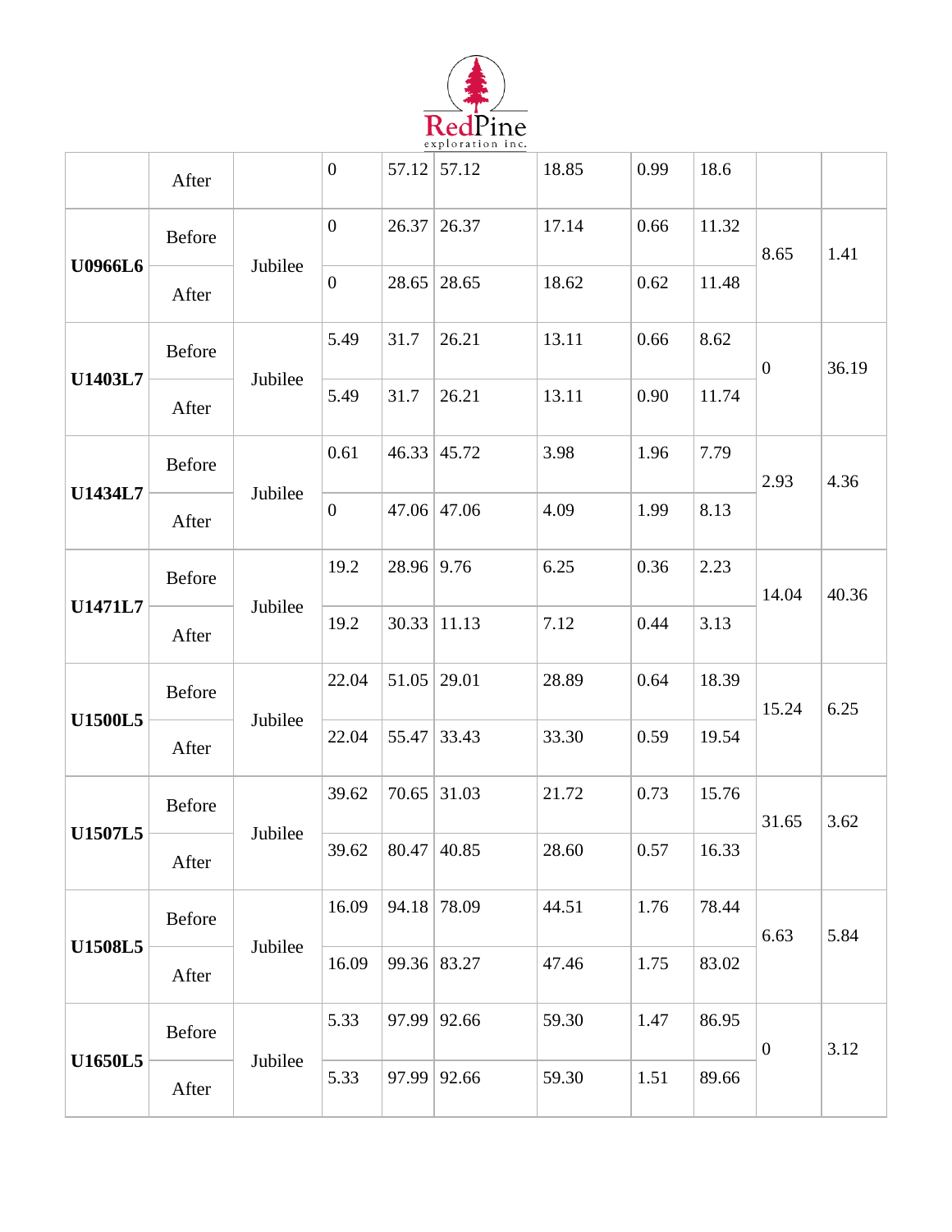| | | | | | | | | | | |
|---|---|---|---|---|---|---|---|---|---|---|
| | After | | 0 | 57.12 | 57.12 | 18.85 | 0.99 | 18.6 | | |
| **U0966L6** | Before | Jubilee | 0 | 26.37 | 26.37 | 17.14 | 0.66 | 11.32 | 8.65 | 1.41 |
| | After | | 0 | 28.65 | 28.65 | 18.62 | 0.62 | 11.48 | | |
| **U1403L7** | Before | Jubilee | 5.49 | 31.7 | 26.21 | 13.11 | 0.66 | 8.62 | 0 | 36.19 |
| | After | | 5.49 | 31.7 | 26.21 | 13.11 | 0.90 | 11.74 | | |
| **U1434L7** | Before | Jubilee | 0.61 | 46.33 | 45.72 | 3.98 | 1.96 | 7.79 | 2.93 | 4.36 |
| | After | | 0 | 47.06 | 47.06 | 4.09 | 1.99 | 8.13 | | |
| **U1471L7** | Before | Jubilee | 19.2 | 28.96 | 9.76 | 6.25 | 0.36 | 2.23 | 14.04 | 40.36 |
| | After | | 19.2 | 30.33 | 11.13 | 7.12 | 0.44 | 3.13 | | |
| **U1500L5** | Before | Jubilee | 22.04 | 51.05 | 29.01 | 28.89 | 0.64 | 18.39 | 15.24 | 6.25 |
| | After | | 22.04 | 55.47 | 33.43 | 33.30 | 0.59 | 19.54 | | |
| **U1507L5** | Before | Jubilee | 39.62 | 70.65 | 31.03 | 21.72 | 0.73 | 15.76 | 31.65 | 3.62 |
| | After | | 39.62 | 80.47 | 40.85 | 28.60 | 0.57 | 16.33 | | |
| **U1508L5** | Before | Jubilee | 16.09 | 94.18 | 78.09 | 44.51 | 1.76 | 78.44 | 6.63 | 5.84 |
| | After | | 16.09 | 99.36 | 83.27 | 47.46 | 1.75 | 83.02 | | |
| **U1650L5** | Before | Jubilee | 5.33 | 97.99 | 92.66 | 59.30 | 1.47 | 86.95 | 0 | 3.12 |
| | After | | 5.33 | 97.99 | 92.66 | 59.30 | 1.51 | 89.66 | | |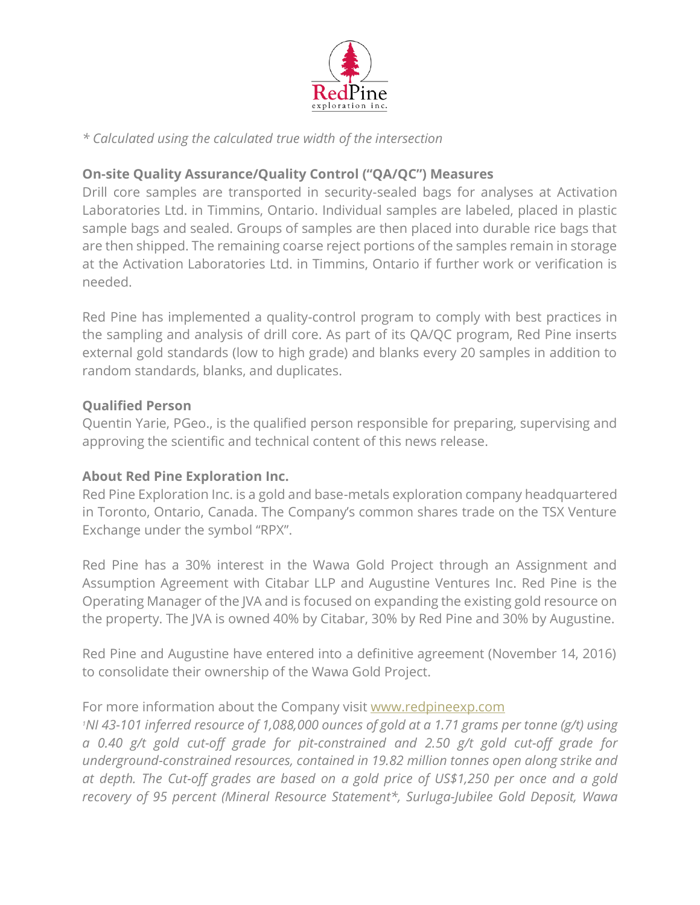*\* Calculated using the calculated true width of the intersection*

**On-site Quality Assurance/Quality Control ("QA/QC") Measures**

Drill core samples are transported in security-sealed bags for analyses at Activation Laboratories Ltd. in Timmins, Ontario. Individual samples are labeled, placed in plastic sample bags and sealed. Groups of samples are then placed into durable rice bags that are then shipped. The remaining coarse reject portions of the samples remain in storage at the Activation Laboratories Ltd. in Timmins, Ontario if further work or verification is needed.

Red Pine has implemented a quality-control program to comply with best practices in the sampling and analysis of drill core. As part of its QA/QC program, Red Pine inserts external gold standards (low to high grade) and blanks every 20 samples in addition to random standards, blanks, and duplicates.

**Qualified Person**

Quentin Yarie, PGeo., is the qualified person responsible for preparing, supervising and approving the scientific and technical content of this news release.

**About Red Pine Exploration Inc.**

Red Pine Exploration Inc. is a gold and base-metals exploration company headquartered in Toronto, Ontario, Canada. The Company's common shares trade on the TSX Venture Exchange under the symbol "RPX".

Red Pine has a 30% interest in the Wawa Gold Project through an Assignment and Assumption Agreement with Citabar LLP and Augustine Ventures Inc. Red Pine is the Operating Manager of the JVA and is focused on expanding the existing gold resource on the property. The JVA is owned 40% by Citabar, 30% by Red Pine and 30% by Augustine.

Red Pine and Augustine have entered into a definitive agreement (November 14, 2016) to consolidate their ownership of the Wawa Gold Project.

For more information about the Company visit [www.redpineexp.com](http://www.redpineexp.com)

*[1]NI 43-101 inferred resource of 1,088,000 ounces of gold at a 1.71 grams per tonne (g/t) using a 0.40 g/t gold cut-off grade for pit-constrained and 2.50 g/t gold cut-off grade for underground-constrained resources, contained in 19.82 million tonnes open along strike and at depth. The Cut-off grades are based on a gold price of US$1,250 per once and a gold recovery of 95 percent (Mineral Resource Statement\*, Surluga-Jubilee Gold Deposit, Wawa*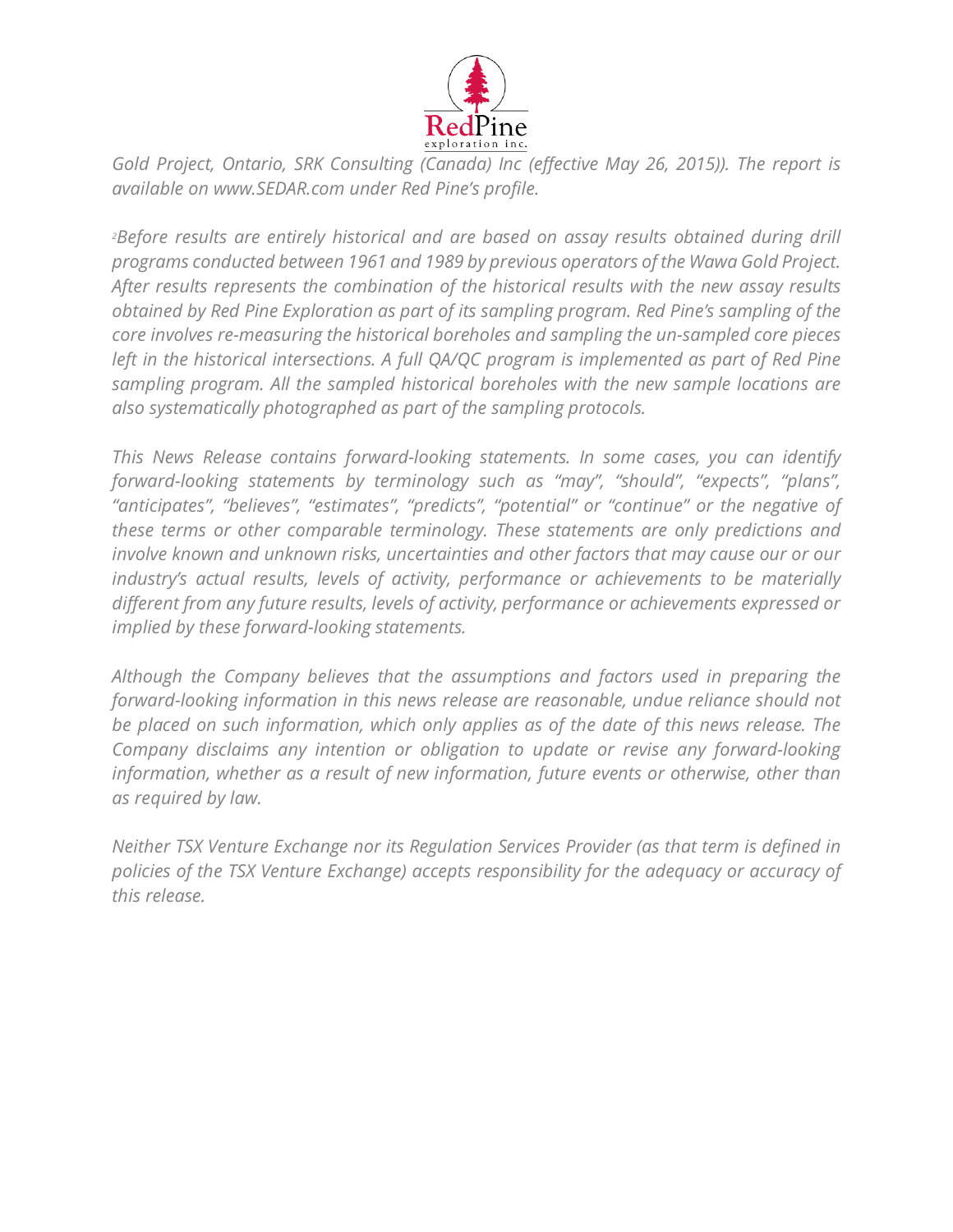*Gold Project, Ontario, SRK Consulting (Canada) Inc (effective May 26, 2015)). The report is available on www.SEDAR.com under Red Pine's profile.*

*[2]Before results are entirely historical and are based on assay results obtained during drill programs conducted between 1961 and 1989 by previous operators of the Wawa Gold Project. After results represents the combination of the historical results with the new assay results obtained by Red Pine Exploration as part of its sampling program. Red Pine's sampling of the core involves re-measuring the historical boreholes and sampling the un-sampled core pieces left in the historical intersections. A full QA/QC program is implemented as part of Red Pine sampling program. All the sampled historical boreholes with the new sample locations are also systematically photographed as part of the sampling protocols.*

*This News Release contains forward-looking statements. In some cases, you can identify forward-looking statements by terminology such as "may", "should", "expects", "plans", "anticipates", "believes", "estimates", "predicts", "potential" or "continue" or the negative of these terms or other comparable terminology. These statements are only predictions and involve known and unknown risks, uncertainties and other factors that may cause our or our industry's actual results, levels of activity, performance or achievements to be materially different from any future results, levels of activity, performance or achievements expressed or implied by these forward-looking statements.*

*Although the Company believes that the assumptions and factors used in preparing the forward-looking information in this news release are reasonable, undue reliance should not be placed on such information, which only applies as of the date of this news release. The Company disclaims any intention or obligation to update or revise any forward-looking information, whether as a result of new information, future events or otherwise, other than as required by law.*

*Neither TSX Venture Exchange nor its Regulation Services Provider (as that term is defined in policies of the TSX Venture Exchange) accepts responsibility for the adequacy or accuracy of this release.*